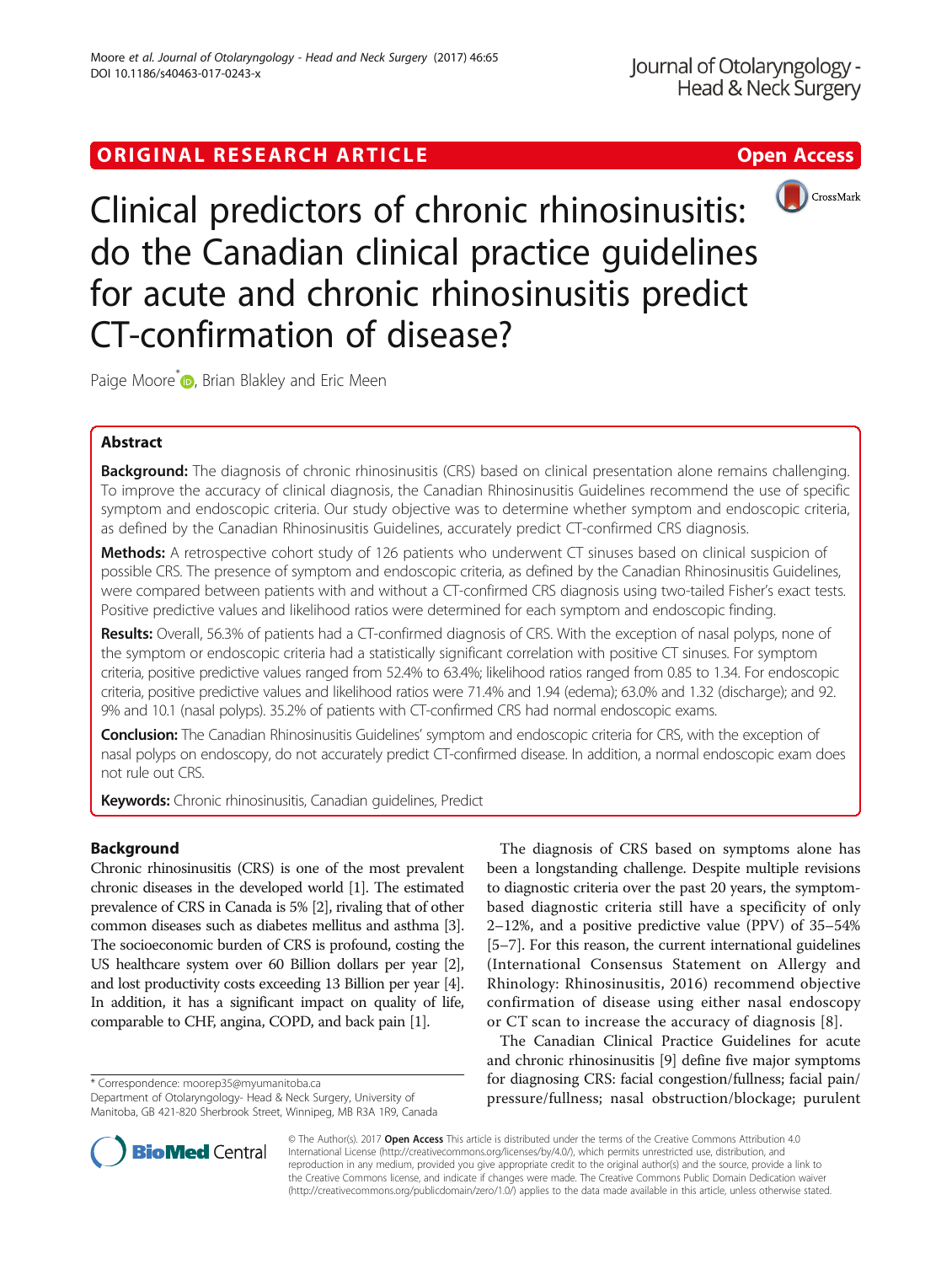ORIGINAL RESEARCH ARTICLE

Open Access

# Clinical predictors of chronic rhinosinusitis: do the Canadian clinical practice guidelines for acute and chronic rhinosinusitis predict CT-confirmation of disease?

Paige Moore*, Brian Blakley and Eric Meen

## Abstract

**Background:** The diagnosis of chronic rhinosinusitis (CRS) based on clinical presentation alone remains challenging. To improve the accuracy of clinical diagnosis, the Canadian Rhinosinusitis Guidelines recommend the use of specific symptom and endoscopic criteria. Our study objective was to determine whether symptom and endoscopic criteria, as defined by the Canadian Rhinosinusitis Guidelines, accurately predict CT-confirmed CRS diagnosis.

**Methods:** A retrospective cohort study of 126 patients who underwent CT sinuses based on clinical suspicion of possible CRS. The presence of symptom and endoscopic criteria, as defined by the Canadian Rhinosinusitis Guidelines, were compared between patients with and without a CT-confirmed CRS diagnosis using two-tailed Fisher's exact tests. Positive predictive values and likelihood ratios were determined for each symptom and endoscopic finding.

**Results:** Overall, 56.3% of patients had a CT-confirmed diagnosis of CRS. With the exception of nasal polyps, none of the symptom or endoscopic criteria had a statistically significant correlation with positive CT sinuses. For symptom criteria, positive predictive values ranged from 52.4% to 63.4%; likelihood ratios ranged from 0.85 to 1.34. For endoscopic criteria, positive predictive values and likelihood ratios were 71.4% and 1.94 (edema); 63.0% and 1.32 (discharge); and 92.9% and 10.1 (nasal polyps). 35.2% of patients with CT-confirmed CRS had normal endoscopic exams.

**Conclusion:** The Canadian Rhinosinusitis Guidelines' symptom and endoscopic criteria for CRS, with the exception of nasal polyps on endoscopy, do not accurately predict CT-confirmed disease. In addition, a normal endoscopic exam does not rule out CRS.

**Keywords:** Chronic rhinosinusitis, Canadian guidelines, Predict

## Background

Chronic rhinosinusitis (CRS) is one of the most prevalent chronic diseases in the developed world [1]. The estimated prevalence of CRS in Canada is 5% [2], rivaling that of other common diseases such as diabetes mellitus and asthma [3]. The socioeconomic burden of CRS is profound, costing the US healthcare system over 60 Billion dollars per year [2], and lost productivity costs exceeding 13 Billion per year [4]. In addition, it has a significant impact on quality of life, comparable to CHF, angina, COPD, and back pain [1].

The diagnosis of CRS based on symptoms alone has been a longstanding challenge. Despite multiple revisions to diagnostic criteria over the past 20 years, the symptom-based diagnostic criteria still have a specificity of only 2–12%, and a positive predictive value (PPV) of 35–54% [5–7]. For this reason, the current international guidelines (International Consensus Statement on Allergy and Rhinology: Rhinosinusitis, 2016) recommend objective confirmation of disease using either nasal endoscopy or CT scan to increase the accuracy of diagnosis [8].

The Canadian Clinical Practice Guidelines for acute and chronic rhinosinusitis [9] define five major symptoms for diagnosing CRS: facial congestion/fullness; facial pain/pressure/fullness; nasal obstruction/blockage; purulent

* Correspondence: moorep35@myumanitoba.ca
Department of Otolaryngology- Head & Neck Surgery, University of Manitoba, GB 421-820 Sherbrook Street, Winnipeg, MB R3A 1R9, Canada

© The Author(s). 2017 **Open Access** This article is distributed under the terms of the Creative Commons Attribution 4.0 International License (http://creativecommons.org/licenses/by/4.0/), which permits unrestricted use, distribution, and reproduction in any medium, provided you give appropriate credit to the original author(s) and the source, provide a link to the Creative Commons license, and indicate if changes were made. The Creative Commons Public Domain Dedication waiver (http://creativecommons.org/publicdomain/zero/1.0/) applies to the data made available in this article, unless otherwise stated.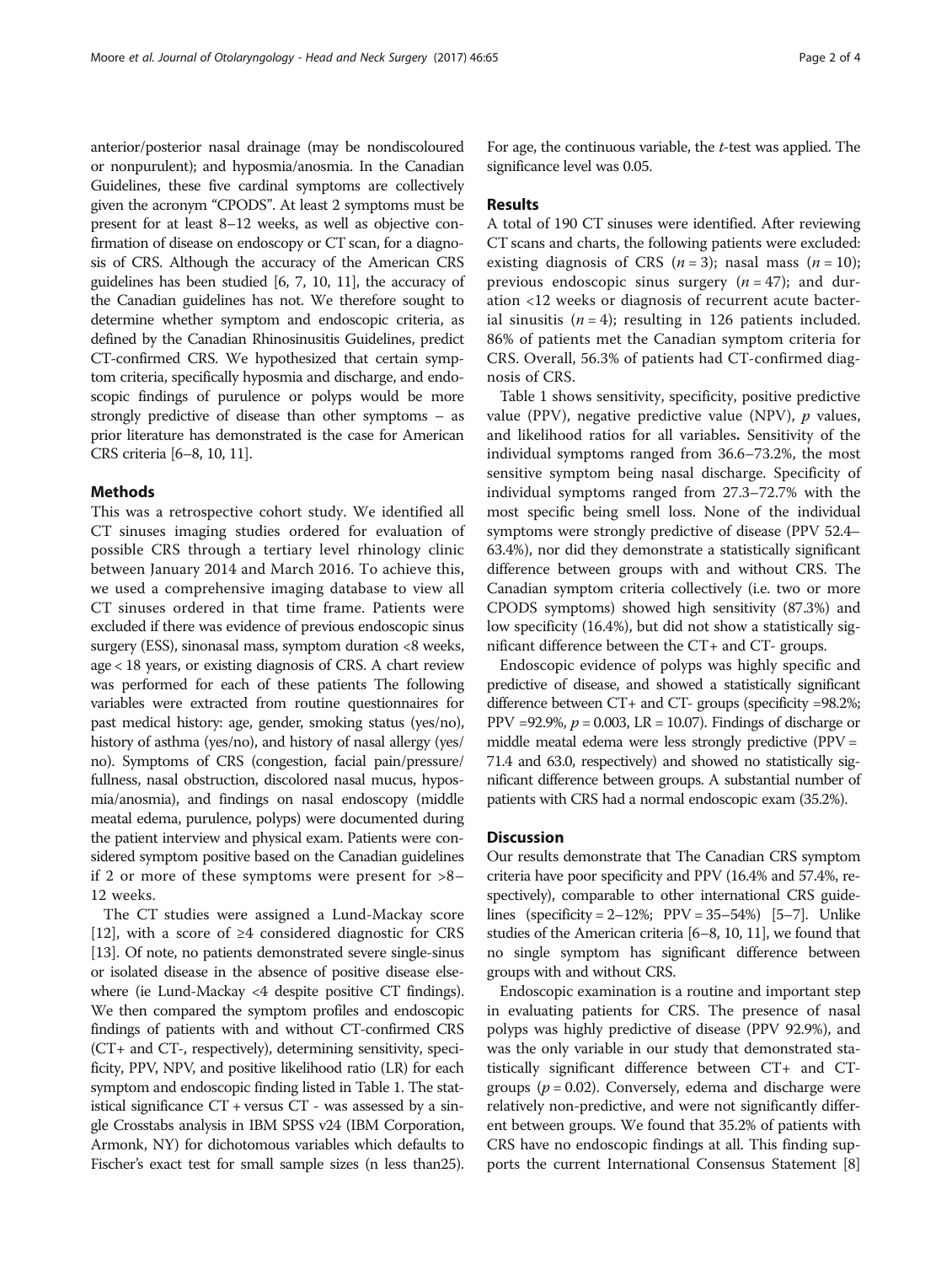anterior/posterior nasal drainage (may be nondiscoloured or nonpurulent); and hyposmia/anosmia. In the Canadian Guidelines, these five cardinal symptoms are collectively given the acronym "CPODS". At least 2 symptoms must be present for at least 8–12 weeks, as well as objective confirmation of disease on endoscopy or CT scan, for a diagnosis of CRS. Although the accuracy of the American CRS guidelines has been studied [6, 7, 10, 11], the accuracy of the Canadian guidelines has not. We therefore sought to determine whether symptom and endoscopic criteria, as defined by the Canadian Rhinosinusitis Guidelines, predict CT-confirmed CRS. We hypothesized that certain symptom criteria, specifically hyposmia and discharge, and endoscopic findings of purulence or polyps would be more strongly predictive of disease than other symptoms – as prior literature has demonstrated is the case for American CRS criteria [6–8, 10, 11].

## Methods

This was a retrospective cohort study. We identified all CT sinuses imaging studies ordered for evaluation of possible CRS through a tertiary level rhinology clinic between January 2014 and March 2016. To achieve this, we used a comprehensive imaging database to view all CT sinuses ordered in that time frame. Patients were excluded if there was evidence of previous endoscopic sinus surgery (ESS), sinonasal mass, symptom duration <8 weeks, age < 18 years, or existing diagnosis of CRS. A chart review was performed for each of these patients The following variables were extracted from routine questionnaires for past medical history: age, gender, smoking status (yes/no), history of asthma (yes/no), and history of nasal allergy (yes/no). Symptoms of CRS (congestion, facial pain/pressure/fullness, nasal obstruction, discolored nasal mucus, hyposmia/anosmia), and findings on nasal endoscopy (middle meatal edema, purulence, polyps) were documented during the patient interview and physical exam. Patients were considered symptom positive based on the Canadian guidelines if 2 or more of these symptoms were present for >8–12 weeks.

The CT studies were assigned a Lund-Mackay score [12], with a score of ≥4 considered diagnostic for CRS [13]. Of note, no patients demonstrated severe single-sinus or isolated disease in the absence of positive disease elsewhere (ie Lund-Mackay <4 despite positive CT findings). We then compared the symptom profiles and endoscopic findings of patients with and without CT-confirmed CRS (CT+ and CT-, respectively), determining sensitivity, specificity, PPV, NPV, and positive likelihood ratio (LR) for each symptom and endoscopic finding listed in Table 1. The statistical significance CT + versus CT - was assessed by a single Crosstabs analysis in IBM SPSS v24 (IBM Corporation, Armonk, NY) for dichotomous variables which defaults to Fischer's exact test for small sample sizes (n less than25). For age, the continuous variable, the *t*-test was applied. The significance level was 0.05.

## Results

A total of 190 CT sinuses were identified. After reviewing CT scans and charts, the following patients were excluded: existing diagnosis of CRS ($n = 3$); nasal mass ($n = 10$); previous endoscopic sinus surgery ($n = 47$); and duration <12 weeks or diagnosis of recurrent acute bacterial sinusitis ($n = 4$); resulting in 126 patients included. 86% of patients met the Canadian symptom criteria for CRS. Overall, 56.3% of patients had CT-confirmed diagnosis of CRS.

Table 1 shows sensitivity, specificity, positive predictive value (PPV), negative predictive value (NPV), *p* values, and likelihood ratios for all variables**.** Sensitivity of the individual symptoms ranged from 36.6–73.2%, the most sensitive symptom being nasal discharge. Specificity of individual symptoms ranged from 27.3–72.7% with the most specific being smell loss. None of the individual symptoms were strongly predictive of disease (PPV 52.4–63.4%), nor did they demonstrate a statistically significant difference between groups with and without CRS. The Canadian symptom criteria collectively (i.e. two or more CPODS symptoms) showed high sensitivity (87.3%) and low specificity (16.4%), but did not show a statistically significant difference between the CT+ and CT- groups.

Endoscopic evidence of polyps was highly specific and predictive of disease, and showed a statistically significant difference between CT+ and CT- groups (specificity =98.2%; PPV =92.9%, $p = 0.003$, LR = 10.07). Findings of discharge or middle meatal edema were less strongly predictive (PPV = 71.4 and 63.0, respectively) and showed no statistically significant difference between groups. A substantial number of patients with CRS had a normal endoscopic exam (35.2%).

## Discussion

Our results demonstrate that The Canadian CRS symptom criteria have poor specificity and PPV (16.4% and 57.4%, respectively), comparable to other international CRS guidelines (specificity = 2–12%; PPV = 35–54%) [5–7]. Unlike studies of the American criteria [6–8, 10, 11], we found that no single symptom has significant difference between groups with and without CRS.

Endoscopic examination is a routine and important step in evaluating patients for CRS. The presence of nasal polyps was highly predictive of disease (PPV 92.9%), and was the only variable in our study that demonstrated statistically significant difference between CT+ and CT- groups ($p = 0.02$). Conversely, edema and discharge were relatively non-predictive, and were not significantly different between groups. We found that 35.2% of patients with CRS have no endoscopic findings at all. This finding supports the current International Consensus Statement [8]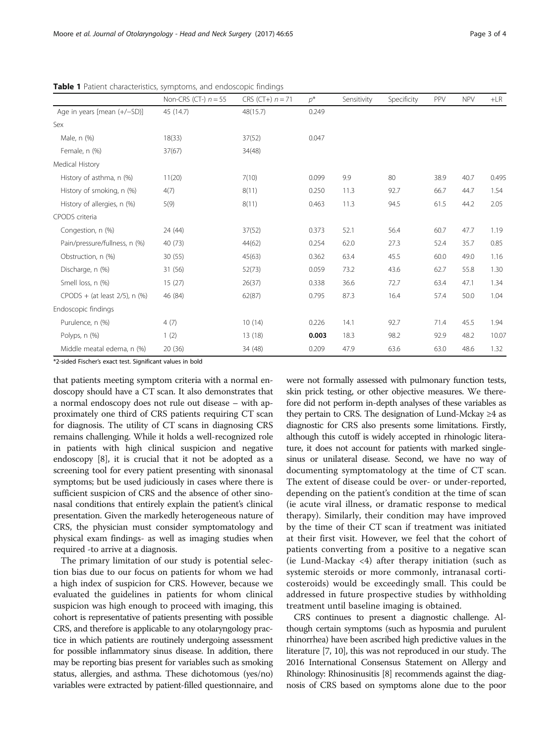**Table 1** Patient characteristics, symptoms, and endoscopic findings

| | Non-CRS (CT-) $n = 55$ | CRS (CT+) $n = 71$ | $p$* | Sensitivity | Specificity | PPV | NPV | +LR |
|---|---|---|---|---|---|---|---|---|
| Age in years [mean (+/−SD)] | 45 (14.7) | 48(15.7) | 0.249 | | | | | |
| Sex | | | | | | | | |
| Male, n (%) | 18(33) | 37(52) | 0.047 | | | | | |
| Female, n (%) | 37(67) | 34(48) | | | | | | |
| Medical History | | | | | | | | |
| History of asthma, n (%) | 11(20) | 7(10) | 0.099 | 9.9 | 80 | 38.9 | 40.7 | 0.495 |
| History of smoking, n (%) | 4(7) | 8(11) | 0.250 | 11.3 | 92.7 | 66.7 | 44.7 | 1.54 |
| History of allergies, n (%) | 5(9) | 8(11) | 0.463 | 11.3 | 94.5 | 61.5 | 44.2 | 2.05 |
| CPODS criteria | | | | | | | | |
| Congestion, n (%) | 24 (44) | 37(52) | 0.373 | 52.1 | 56.4 | 60.7 | 47.7 | 1.19 |
| Pain/pressure/fullness, n (%) | 40 (73) | 44(62) | 0.254 | 62.0 | 27.3 | 52.4 | 35.7 | 0.85 |
| Obstruction, n (%) | 30 (55) | 45(63) | 0.362 | 63.4 | 45.5 | 60.0 | 49.0 | 1.16 |
| Discharge, n (%) | 31 (56) | 52(73) | 0.059 | 73.2 | 43.6 | 62.7 | 55.8 | 1.30 |
| Smell loss, n (%) | 15 (27) | 26(37) | 0.338 | 36.6 | 72.7 | 63.4 | 47.1 | 1.34 |
| CPODS + (at least 2/5), n (%) | 46 (84) | 62(87) | 0.795 | 87.3 | 16.4 | 57.4 | 50.0 | 1.04 |
| Endoscopic findings | | | | | | | | |
| Purulence, n (%) | 4 (7) | 10 (14) | 0.226 | 14.1 | 92.7 | 71.4 | 45.5 | 1.94 |
| Polyps, n (%) | 1 (2) | 13 (18) | **0.003** | 18.3 | 98.2 | 92.9 | 48.2 | 10.07 |
| Middle meatal edema, n (%) | 20 (36) | 34 (48) | 0.209 | 47.9 | 63.6 | 63.0 | 48.6 | 1.32 |

*2-sided Fischer's exact test. Significant values in bold

that patients meeting symptom criteria with a normal endoscopy should have a CT scan. It also demonstrates that a normal endoscopy does not rule out disease – with approximately one third of CRS patients requiring CT scan for diagnosis. The utility of CT scans in diagnosing CRS remains challenging. While it holds a well-recognized role in patients with high clinical suspicion and negative endoscopy [8], it is crucial that it not be adopted as a screening tool for every patient presenting with sinonasal symptoms; but be used judiciously in cases where there is sufficient suspicion of CRS and the absence of other sinonasal conditions that entirely explain the patient's clinical presentation. Given the markedly heterogeneous nature of CRS, the physician must consider symptomatology and physical exam findings- as well as imaging studies when required -to arrive at a diagnosis.

The primary limitation of our study is potential selection bias due to our focus on patients for whom we had a high index of suspicion for CRS. However, because we evaluated the guidelines in patients for whom clinical suspicion was high enough to proceed with imaging, this cohort is representative of patients presenting with possible CRS, and therefore is applicable to any otolaryngology practice in which patients are routinely undergoing assessment for possible inflammatory sinus disease. In addition, there may be reporting bias present for variables such as smoking status, allergies, and asthma. These dichotomous (yes/no) variables were extracted by patient-filled questionnaire, and were not formally assessed with pulmonary function tests, skin prick testing, or other objective measures. We therefore did not perform in-depth analyses of these variables as they pertain to CRS. The designation of Lund-Mckay ≥4 as diagnostic for CRS also presents some limitations. Firstly, although this cutoff is widely accepted in rhinologic literature, it does not account for patients with marked single-sinus or unilateral disease. Second, we have no way of documenting symptomatology at the time of CT scan. The extent of disease could be over- or under-reported, depending on the patient's condition at the time of scan (ie acute viral illness, or dramatic response to medical therapy). Similarly, their condition may have improved by the time of their CT scan if treatment was initiated at their first visit. However, we feel that the cohort of patients converting from a positive to a negative scan (ie Lund-Mackay <4) after therapy initiation (such as systemic steroids or more commonly, intranasal corticosteroids) would be exceedingly small. This could be addressed in future prospective studies by withholding treatment until baseline imaging is obtained.

CRS continues to present a diagnostic challenge. Although certain symptoms (such as hyposmia and purulent rhinorrhea) have been ascribed high predictive values in the literature [7, 10], this was not reproduced in our study. The 2016 International Consensus Statement on Allergy and Rhinology: Rhinosinusitis [8] recommends against the diagnosis of CRS based on symptoms alone due to the poor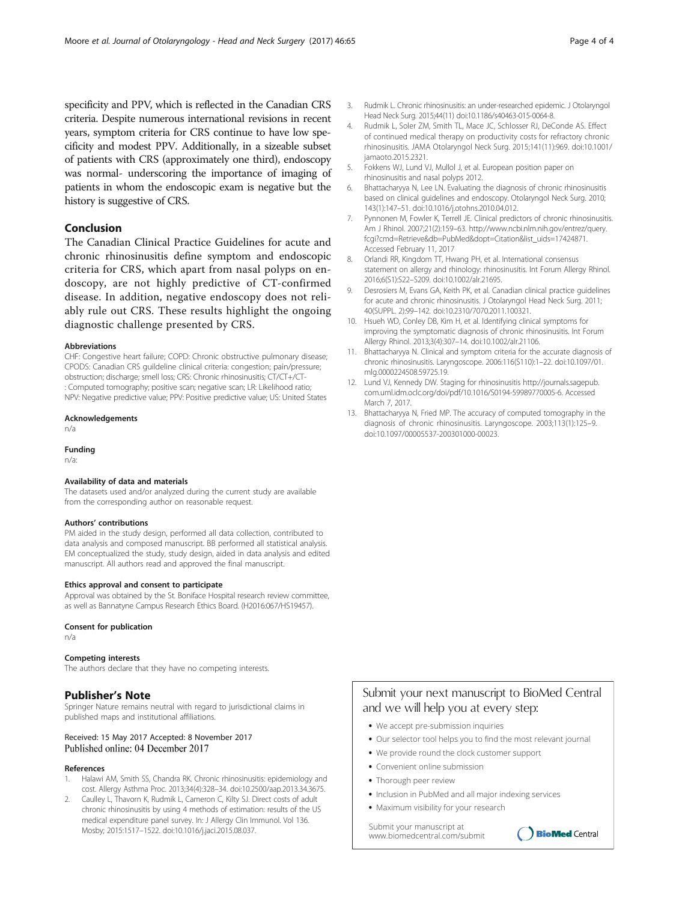specificity and PPV, which is reflected in the Canadian CRS criteria. Despite numerous international revisions in recent years, symptom criteria for CRS continue to have low specificity and modest PPV. Additionally, in a sizeable subset of patients with CRS (approximately one third), endoscopy was normal- underscoring the importance of imaging of patients in whom the endoscopic exam is negative but the history is suggestive of CRS.

## Conclusion

The Canadian Clinical Practice Guidelines for acute and chronic rhinosinusitis define symptom and endoscopic criteria for CRS, which apart from nasal polyps on endoscopy, are not highly predictive of CT-confirmed disease. In addition, negative endoscopy does not reliably rule out CRS. These results highlight the ongoing diagnostic challenge presented by CRS.

#### Abbreviations

CHF: Congestive heart failure; COPD: Chronic obstructive pulmonary disease; CPODS: Canadian CRS guildeline clinical criteria: congestion; pain/pressure; obstruction; discharge; smell loss; CRS: Chronic rhinosinusitis; CT/CT+/CT-: Computed tomography; positive scan; negative scan; LR: Likelihood ratio; NPV: Negative predictive value; PPV: Positive predictive value; US: United States

#### Acknowledgements

n/a

#### Funding

n/a:

#### Availability of data and materials

The datasets used and/or analyzed during the current study are available from the corresponding author on reasonable request.

#### Authors' contributions

PM aided in the study design, performed all data collection, contributed to data analysis and composed manuscript. BB performed all statistical analysis. EM conceptualized the study, study design, aided in data analysis and edited manuscript. All authors read and approved the final manuscript.

#### Ethics approval and consent to participate

Approval was obtained by the St. Boniface Hospital research review committee, as well as Bannatyne Campus Research Ethics Board. (H2016:067/HS19457).

#### Consent for publication

n/a

#### Competing interests

The authors declare that they have no competing interests.

## Publisher's Note

Springer Nature remains neutral with regard to jurisdictional claims in published maps and institutional affiliations.

Received: 15 May 2017 Accepted: 8 November 2017
Published online: 04 December 2017

#### References

1. Halawi AM, Smith SS, Chandra RK. Chronic rhinosinusitis: epidemiology and cost. Allergy Asthma Proc. 2013;34(4):328–34. doi:10.2500/aap.2013.34.3675.
2. Caulley L, Thavorn K, Rudmik L, Cameron C, Kilty SJ. Direct costs of adult chronic rhinosinusitis by using 4 methods of estimation: results of the US medical expenditure panel survey. In: J Allergy Clin Immunol. Vol 136. Mosby; 2015:1517–1522. doi:10.1016/j.jaci.2015.08.037.
3. Rudmik L. Chronic rhinosinusitis: an under-researched epidemic. J Otolaryngol Head Neck Surg. 2015;44(11) doi:10.1186/s40463-015-0064-8.
4. Rudmik L, Soler ZM, Smith TL, Mace JC, Schlosser RJ, DeConde AS. Effect of continued medical therapy on productivity costs for refractory chronic rhinosinusitis. JAMA Otolaryngol Neck Surg. 2015;141(11):969. doi:10.1001/jamaoto.2015.2321.
5. Fokkens WJ, Lund VJ, Mullol J, et al. European position paper on rhinosinusitis and nasal polyps 2012.
6. Bhattacharyya N, Lee LN. Evaluating the diagnosis of chronic rhinosinusitis based on clinical guidelines and endoscopy. Otolaryngol Neck Surg. 2010; 143(1):147–51. doi:10.1016/j.otohns.2010.04.012.
7. Pynnonen M, Fowler K, Terrell JE. Clinical predictors of chronic rhinosinusitis. Am J Rhinol. 2007;21(2):159–63. http://www.ncbi.nlm.nih.gov/entrez/query.fcgi?cmd=Retrieve&db=PubMed&dopt=Citation&list_uids=17424871. Accessed February 11, 2017
8. Orlandi RR, Kingdom TT, Hwang PH, et al. International consensus statement on allergy and rhinology: rhinosinusitis. Int Forum Allergy Rhinol. 2016;6(S1):S22–S209. doi:10.1002/alr.21695.
9. Desrosiers M, Evans GA, Keith PK, et al. Canadian clinical practice guidelines for acute and chronic rhinosinusitis. J Otolaryngol Head Neck Surg. 2011; 40(SUPPL. 2):99–142. doi:10.2310/7070.2011.100321.
10. Hsueh WD, Conley DB, Kim H, et al. Identifying clinical symptoms for improving the symptomatic diagnosis of chronic rhinosinusitis. Int Forum Allergy Rhinol. 2013;3(4):307–14. doi:10.1002/alr.21106.
11. Bhattacharyya N. Clinical and symptom criteria for the accurate diagnosis of chronic rhinosinusitis. Laryngoscope. 2006:116(S110):1–22. doi:10.1097/01.mlg.0000224508.59725.19.
12. Lund VJ, Kennedy DW. Staging for rhinosinusitis http://journals.sagepub.com.uml.idm.oclc.org/doi/pdf/10.1016/S0194-59989770005-6. Accessed March 7, 2017.
13. Bhattacharyya N, Fried MP. The accuracy of computed tomography in the diagnosis of chronic rhinosinusitis. Laryngoscope. 2003;113(1):125–9. doi:10.1097/00005537-200301000-00023.

Submit your next manuscript to BioMed Central and we will help you at every step:

- We accept pre-submission inquiries
- Our selector tool helps you to find the most relevant journal
- We provide round the clock customer support
- Convenient online submission
- Thorough peer review
- Inclusion in PubMed and all major indexing services
- Maximum visibility for your research

Submit your manuscript at www.biomedcentral.com/submit

BioMed Central